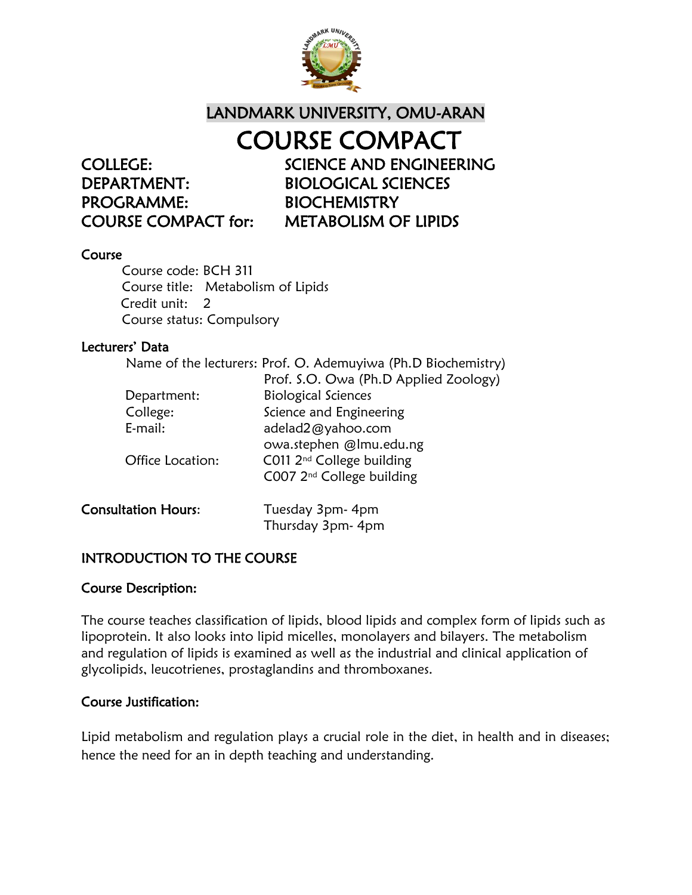# LANDMARK UNIVERSITY, OMU-ARAN

# COURSE COMPACT

**COLLEGE:** SCIENCE AND ENGINEERING
**DEPARTMENT:** BIOLOGICAL SCIENCES
**PROGRAMME:** BIOCHEMISTRY
**COURSE COMPACT for:** METABOLISM OF LIPIDS

## Course

Course code: BCH 311
Course title: Metabolism of Lipids
Credit unit: 2
Course status: Compulsory

## Lecturers' Data

Name of the lecturers: Prof. O. Ademuyiwa (Ph.D Biochemistry)
Prof. S.O. Owa (Ph.D Applied Zoology)
Department: Biological Sciences
College: Science and Engineering
E-mail: adelad2@yahoo.com
owa.stephen @lmu.edu.ng
Office Location: C011 2nd College building
C007 2nd College building

**Consultation Hours**: Tuesday 3pm- 4pm
Thursday 3pm- 4pm

## INTRODUCTION TO THE COURSE

### Course Description:

The course teaches classification of lipids, blood lipids and complex form of lipids such as lipoprotein. It also looks into lipid micelles, monolayers and bilayers. The metabolism and regulation of lipids is examined as well as the industrial and clinical application of glycolipids, leucotrienes, prostaglandins and thromboxanes.

### Course Justification:

Lipid metabolism and regulation plays a crucial role in the diet, in health and in diseases; hence the need for an in depth teaching and understanding.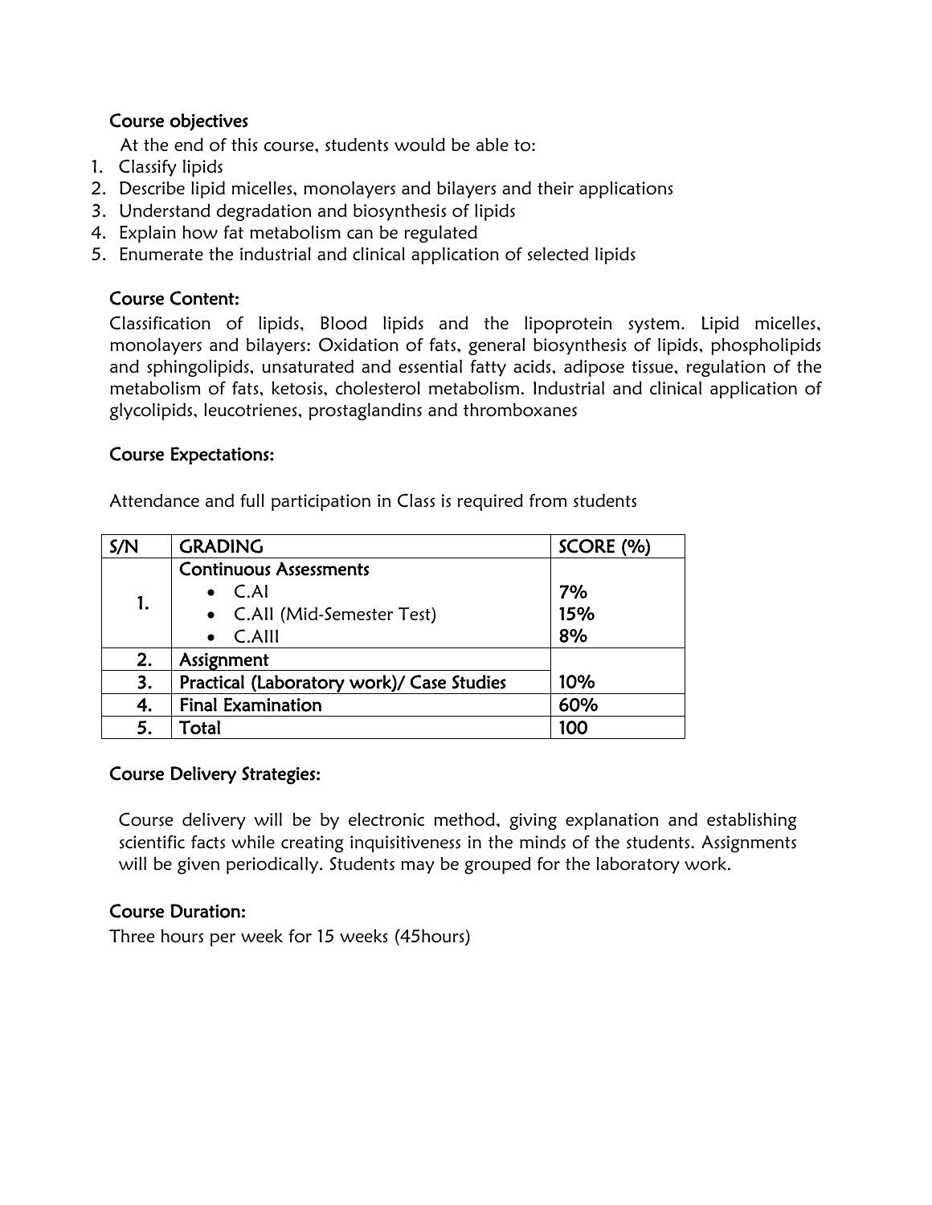## Course objectives

At the end of this course, students would be able to:

1. Classify lipids
2. Describe lipid micelles, monolayers and bilayers and their applications
3. Understand degradation and biosynthesis of lipids
4. Explain how fat metabolism can be regulated
5. Enumerate the industrial and clinical application of selected lipids

## Course Content:

Classification of lipids, Blood lipids and the lipoprotein system. Lipid micelles, monolayers and bilayers: Oxidation of fats, general biosynthesis of lipids, phospholipids and sphingolipids, unsaturated and essential fatty acids, adipose tissue, regulation of the metabolism of fats, ketosis, cholesterol metabolism. Industrial and clinical application of glycolipids, leucotrienes, prostaglandins and thromboxanes

## Course Expectations:

Attendance and full participation in Class is required from students

| S/N | GRADING | SCORE (%) |
|---|---|---|
| 1. | **Continuous Assessments**<br>• C.AI<br>• C.AII (Mid-Semester Test)<br>• C.AIII | <br>7%<br>15%<br>8% |
| 2. | Assignment | |
| 3. | Practical (Laboratory work)/ Case Studies | 10% |
| 4. | Final Examination | 60% |
| 5. | Total | 100 |

## Course Delivery Strategies:

Course delivery will be by electronic method, giving explanation and establishing scientific facts while creating inquisitiveness in the minds of the students. Assignments will be given periodically. Students may be grouped for the laboratory work.

## Course Duration:

Three hours per week for 15 weeks (45hours)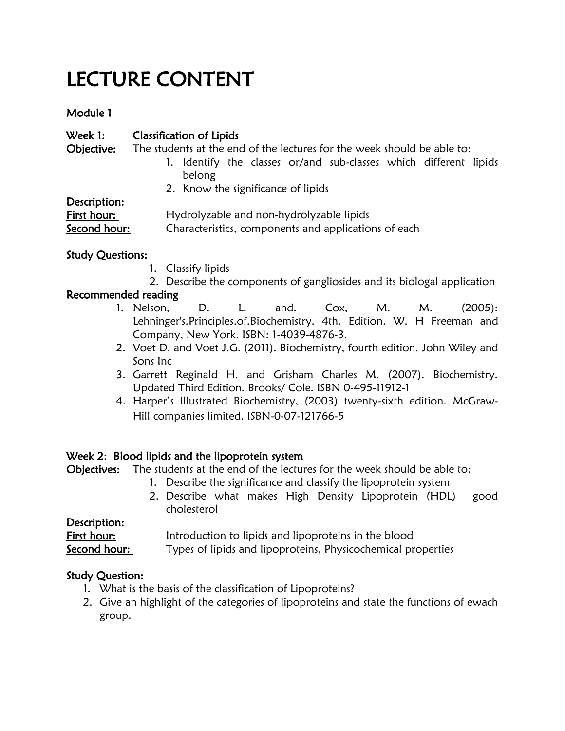# LECTURE CONTENT

**Module 1**

**Week 1:** **Classification of Lipids**

**Objective:** The students at the end of the lectures for the week should be able to:

1. Identify the classes or/and sub-classes which different lipids belong
2. Know the significance of lipids

**Description:**

**First hour:** Hydrolyzable and non-hydrolyzable lipids

**Second hour:** Characteristics, components and applications of each

**Study Questions:**

1. Classify lipids
2. Describe the components of gangliosides and its biologal application

**Recommended reading**

1. Nelson, D. L. and. Cox, M. M. (2005): Lehninger's.Principles.of.Biochemistry. 4th. Edition. W. H Freeman and Company, New York. ISBN: 1-4039-4876-3.
2. Voet D. and Voet J.G. (2011). Biochemistry, fourth edition. John Wiley and Sons Inc
3. Garrett Reginald H. and Grisham Charles M. (2007). Biochemistry. Updated Third Edition. Brooks/ Cole. ISBN 0-495-11912-1
4. Harper's Illustrated Biochemistry, (2003) twenty-sixth edition. McGraw-Hill companies limited. ISBN-0-07-121766-5

**Week 2**: **Blood lipids and the lipoprotein system**

**Objectives:** The students at the end of the lectures for the week should be able to:

1. Describe the significance and classify the lipoprotein system
2. Describe what makes High Density Lipoprotein (HDL) good cholesterol

**Description:**

**First hour:** Introduction to lipids and lipoproteins in the blood

**Second hour:** Types of lipids and lipoproteins, Physicochemical properties

**Study Question:**

1. What is the basis of the classification of Lipoproteins?
2. Give an highlight of the categories of lipoproteins and state the functions of ewach group.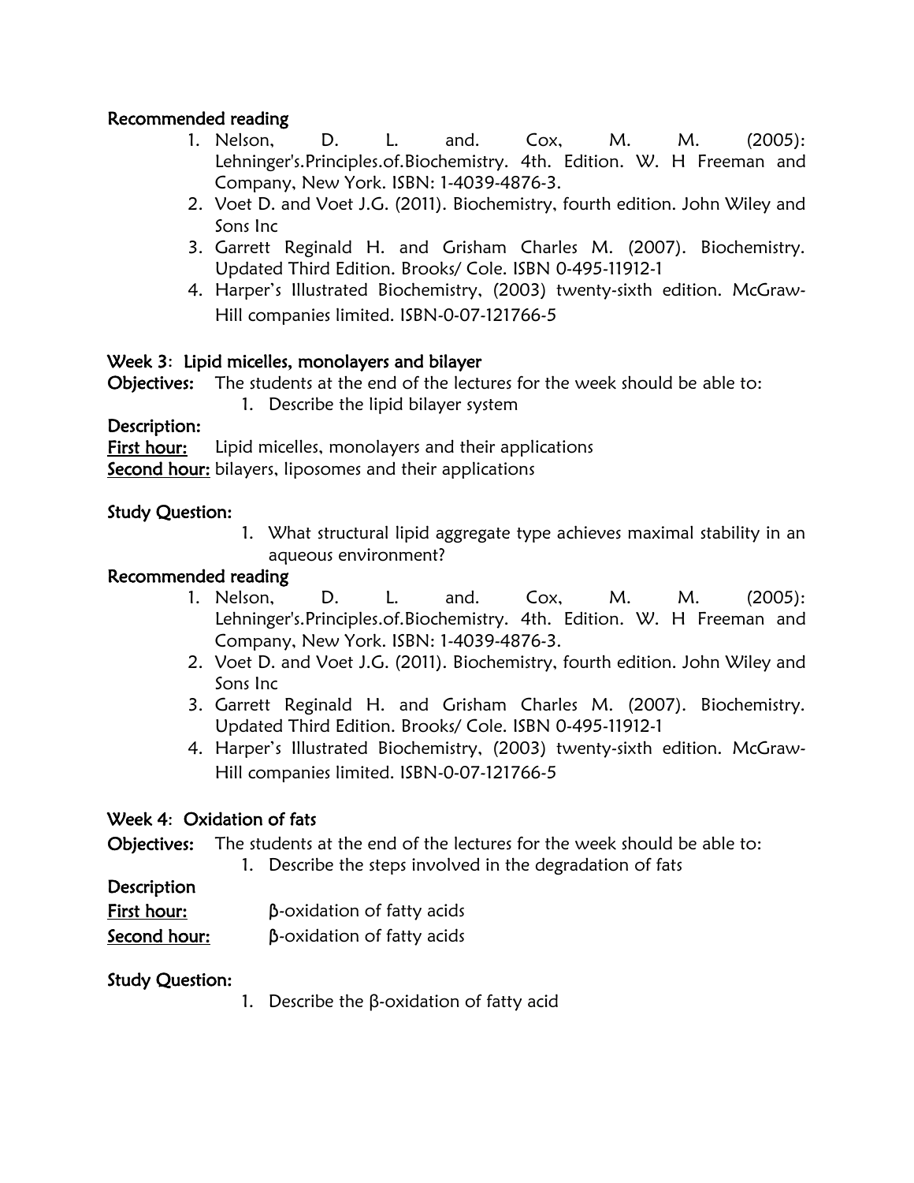**Recommended reading**

1. Nelson, D. L. and. Cox, M. M. (2005): Lehninger's.Principles.of.Biochemistry. 4th. Edition. W. H Freeman and Company, New York. ISBN: 1-4039-4876-3.
2. Voet D. and Voet J.G. (2011). Biochemistry, fourth edition. John Wiley and Sons Inc
3. Garrett Reginald H. and Grisham Charles M. (2007). Biochemistry. Updated Third Edition. Brooks/ Cole. ISBN 0-495-11912-1
4. Harper's Illustrated Biochemistry, (2003) twenty-sixth edition. McGraw-Hill companies limited. ISBN-0-07-121766-5

**Week 3: Lipid micelles, monolayers and bilayer**

**Objectives:** The students at the end of the lectures for the week should be able to:

1. Describe the lipid bilayer system

**Description:**

**First hour:** Lipid micelles, monolayers and their applications

**Second hour:** bilayers, liposomes and their applications

**Study Question:**

1. What structural lipid aggregate type achieves maximal stability in an aqueous environment?

**Recommended reading**

1. Nelson, D. L. and. Cox, M. M. (2005): Lehninger's.Principles.of.Biochemistry. 4th. Edition. W. H Freeman and Company, New York. ISBN: 1-4039-4876-3.
2. Voet D. and Voet J.G. (2011). Biochemistry, fourth edition. John Wiley and Sons Inc
3. Garrett Reginald H. and Grisham Charles M. (2007). Biochemistry. Updated Third Edition. Brooks/ Cole. ISBN 0-495-11912-1
4. Harper's Illustrated Biochemistry, (2003) twenty-sixth edition. McGraw-Hill companies limited. ISBN-0-07-121766-5

**Week 4: Oxidation of fats**

**Objectives:** The students at the end of the lectures for the week should be able to:

1. Describe the steps involved in the degradation of fats

**Description**

**First hour:** β-oxidation of fatty acids

**Second hour:** β-oxidation of fatty acids

**Study Question:**

1. Describe the β-oxidation of fatty acid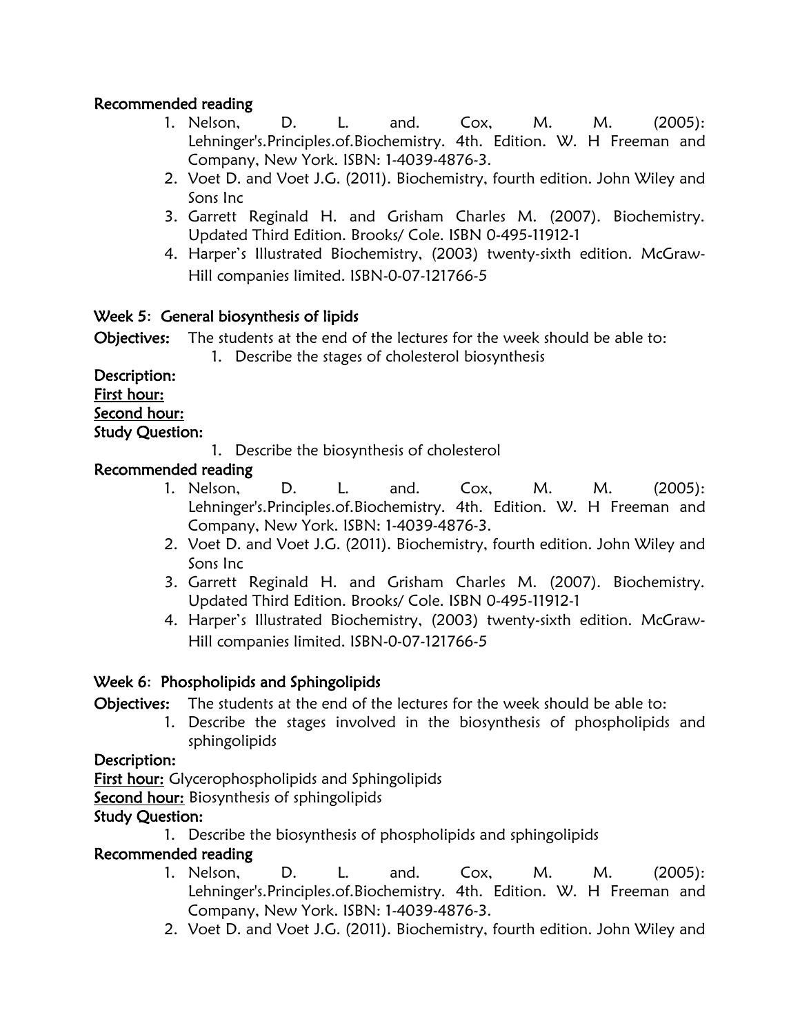**Recommended reading**

1. Nelson, D. L. and. Cox, M. M. (2005): Lehninger's.Principles.of.Biochemistry. 4th. Edition. W. H Freeman and Company, New York. ISBN: 1-4039-4876-3.
2. Voet D. and Voet J.G. (2011). Biochemistry, fourth edition. John Wiley and Sons Inc
3. Garrett Reginald H. and Grisham Charles M. (2007). Biochemistry. Updated Third Edition. Brooks/ Cole. ISBN 0-495-11912-1
4. Harper's Illustrated Biochemistry, (2003) twenty-sixth edition. McGraw-Hill companies limited. ISBN-0-07-121766-5

## Week 5: General biosynthesis of lipids

**Objectives:** The students at the end of the lectures for the week should be able to:

1. Describe the stages of cholesterol biosynthesis

**Description:**

**First hour:**

**Second hour:**

**Study Question:**

1. Describe the biosynthesis of cholesterol

**Recommended reading**

1. Nelson, D. L. and. Cox, M. M. (2005): Lehninger's.Principles.of.Biochemistry. 4th. Edition. W. H Freeman and Company, New York. ISBN: 1-4039-4876-3.
2. Voet D. and Voet J.G. (2011). Biochemistry, fourth edition. John Wiley and Sons Inc
3. Garrett Reginald H. and Grisham Charles M. (2007). Biochemistry. Updated Third Edition. Brooks/ Cole. ISBN 0-495-11912-1
4. Harper's Illustrated Biochemistry, (2003) twenty-sixth edition. McGraw-Hill companies limited. ISBN-0-07-121766-5

## Week 6: Phospholipids and Sphingolipids

**Objectives:** The students at the end of the lectures for the week should be able to:

1. Describe the stages involved in the biosynthesis of phospholipids and sphingolipids

**Description:**

**First hour:** Glycerophospholipids and Sphingolipids

**Second hour:** Biosynthesis of sphingolipids

**Study Question:**

1. Describe the biosynthesis of phospholipids and sphingolipids

**Recommended reading**

1. Nelson, D. L. and. Cox, M. M. (2005): Lehninger's.Principles.of.Biochemistry. 4th. Edition. W. H Freeman and Company, New York. ISBN: 1-4039-4876-3.
2. Voet D. and Voet J.G. (2011). Biochemistry, fourth edition. John Wiley and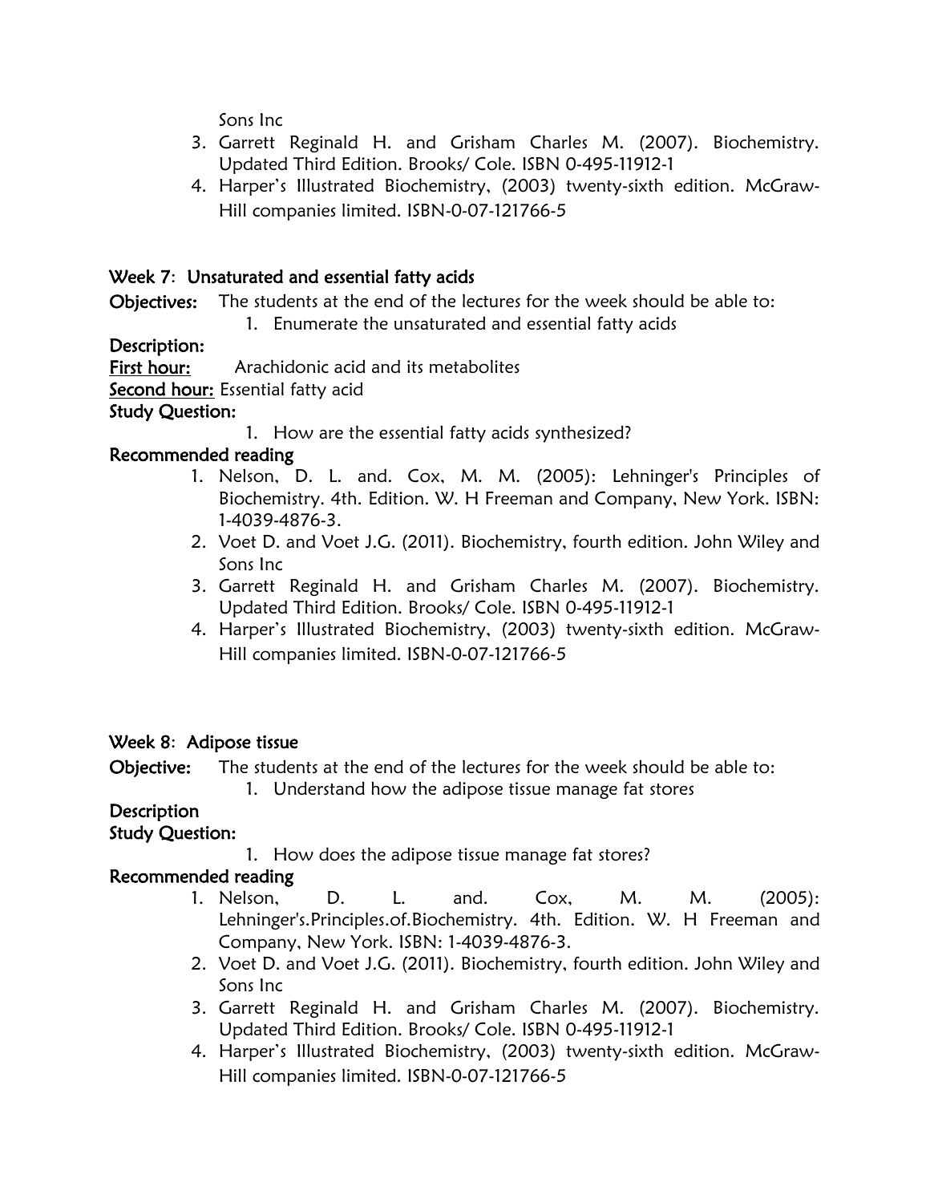Sons Inc

3. Garrett Reginald H. and Grisham Charles M. (2007). Biochemistry. Updated Third Edition. Brooks/ Cole. ISBN 0-495-11912-1
4. Harper's Illustrated Biochemistry, (2003) twenty-sixth edition. McGraw-Hill companies limited. ISBN-0-07-121766-5

## Week 7: Unsaturated and essential fatty acids

**Objectives:** The students at the end of the lectures for the week should be able to:

1. Enumerate the unsaturated and essential fatty acids

**Description:**

**First hour:** Arachidonic acid and its metabolites

**Second hour:** Essential fatty acid

**Study Question:**

1. How are the essential fatty acids synthesized?

**Recommended reading**

1. Nelson, D. L. and. Cox, M. M. (2005): Lehninger's Principles of Biochemistry. 4th. Edition. W. H Freeman and Company, New York. ISBN: 1-4039-4876-3.
2. Voet D. and Voet J.G. (2011). Biochemistry, fourth edition. John Wiley and Sons Inc
3. Garrett Reginald H. and Grisham Charles M. (2007). Biochemistry. Updated Third Edition. Brooks/ Cole. ISBN 0-495-11912-1
4. Harper's Illustrated Biochemistry, (2003) twenty-sixth edition. McGraw-Hill companies limited. ISBN-0-07-121766-5

## Week 8: Adipose tissue

**Objective:** The students at the end of the lectures for the week should be able to:

1. Understand how the adipose tissue manage fat stores

**Description**

**Study Question:**

1. How does the adipose tissue manage fat stores?

**Recommended reading**

1. Nelson, D. L. and. Cox, M. M. (2005): Lehninger's.Principles.of.Biochemistry. 4th. Edition. W. H Freeman and Company, New York. ISBN: 1-4039-4876-3.
2. Voet D. and Voet J.G. (2011). Biochemistry, fourth edition. John Wiley and Sons Inc
3. Garrett Reginald H. and Grisham Charles M. (2007). Biochemistry. Updated Third Edition. Brooks/ Cole. ISBN 0-495-11912-1
4. Harper's Illustrated Biochemistry, (2003) twenty-sixth edition. McGraw-Hill companies limited. ISBN-0-07-121766-5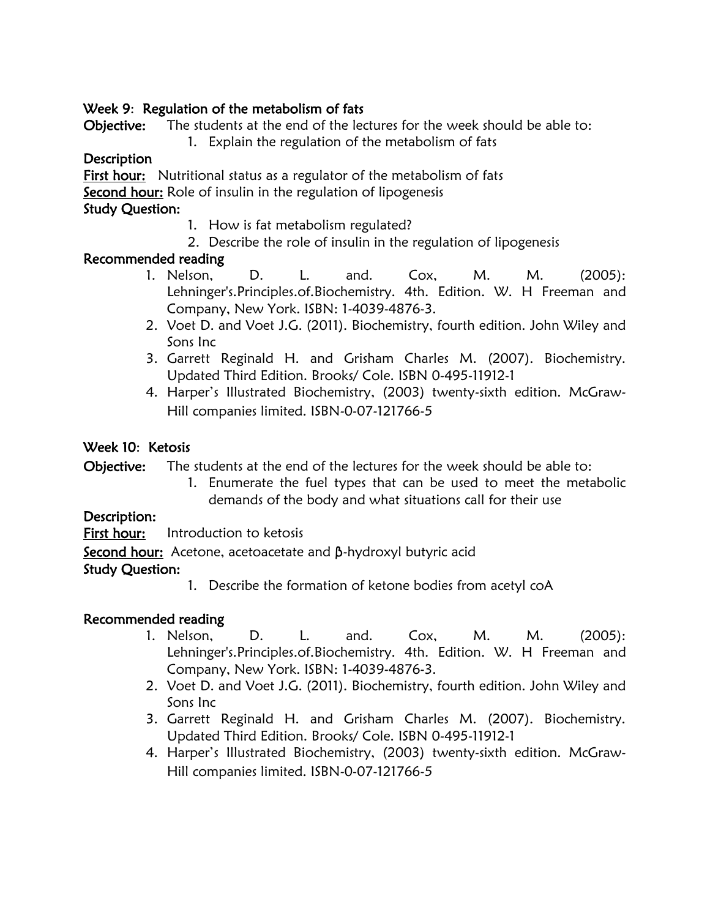**Week 9: Regulation of the metabolism of fats**

**Objective:** The students at the end of the lectures for the week should be able to:

1. Explain the regulation of the metabolism of fats

**Description**

**First hour:** Nutritional status as a regulator of the metabolism of fats

**Second hour:** Role of insulin in the regulation of lipogenesis

**Study Question:**

1. How is fat metabolism regulated?
2. Describe the role of insulin in the regulation of lipogenesis

**Recommended reading**

1. Nelson, D. L. and. Cox, M. M. (2005): Lehninger's.Principles.of.Biochemistry. 4th. Edition. W. H Freeman and Company, New York. ISBN: 1-4039-4876-3.
2. Voet D. and Voet J.G. (2011). Biochemistry, fourth edition. John Wiley and Sons Inc
3. Garrett Reginald H. and Grisham Charles M. (2007). Biochemistry. Updated Third Edition. Brooks/ Cole. ISBN 0-495-11912-1
4. Harper's Illustrated Biochemistry, (2003) twenty-sixth edition. McGraw-Hill companies limited. ISBN-0-07-121766-5

**Week 10: Ketosis**

**Objective:** The students at the end of the lectures for the week should be able to:

1. Enumerate the fuel types that can be used to meet the metabolic demands of the body and what situations call for their use

**Description:**

**First hour:** Introduction to ketosis

**Second hour:** Acetone, acetoacetate and β-hydroxyl butyric acid

**Study Question:**

1. Describe the formation of ketone bodies from acetyl coA

**Recommended reading**

1. Nelson, D. L. and. Cox, M. M. (2005): Lehninger's.Principles.of.Biochemistry. 4th. Edition. W. H Freeman and Company, New York. ISBN: 1-4039-4876-3.
2. Voet D. and Voet J.G. (2011). Biochemistry, fourth edition. John Wiley and Sons Inc
3. Garrett Reginald H. and Grisham Charles M. (2007). Biochemistry. Updated Third Edition. Brooks/ Cole. ISBN 0-495-11912-1
4. Harper's Illustrated Biochemistry, (2003) twenty-sixth edition. McGraw-Hill companies limited. ISBN-0-07-121766-5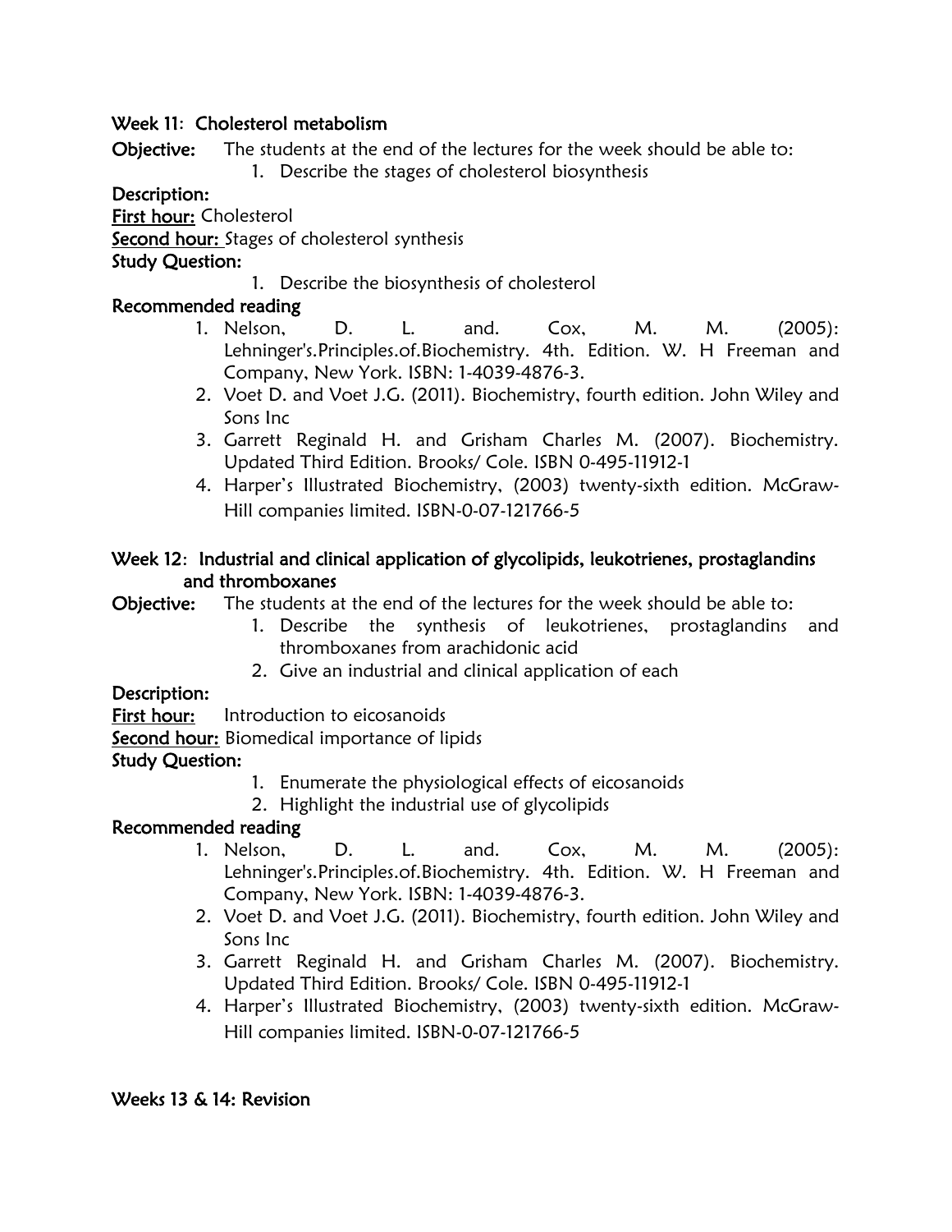**Week 11: Cholesterol metabolism**

**Objective:** The students at the end of the lectures for the week should be able to:

1. Describe the stages of cholesterol biosynthesis

**Description:**

**First hour:** Cholesterol

**Second hour:** Stages of cholesterol synthesis

**Study Question:**

1. Describe the biosynthesis of cholesterol

**Recommended reading**

1. Nelson, D. L. and. Cox, M. M. (2005): Lehninger's.Principles.of.Biochemistry. 4th. Edition. W. H Freeman and Company, New York. ISBN: 1-4039-4876-3.
2. Voet D. and Voet J.G. (2011). Biochemistry, fourth edition. John Wiley and Sons Inc
3. Garrett Reginald H. and Grisham Charles M. (2007). Biochemistry. Updated Third Edition. Brooks/ Cole. ISBN 0-495-11912-1
4. Harper's Illustrated Biochemistry, (2003) twenty-sixth edition. McGraw-Hill companies limited. ISBN-0-07-121766-5

**Week 12: Industrial and clinical application of glycolipids, leukotrienes, prostaglandins and thromboxanes**

**Objective:** The students at the end of the lectures for the week should be able to:

1. Describe the synthesis of leukotrienes, prostaglandins and thromboxanes from arachidonic acid
2. Give an industrial and clinical application of each

**Description:**

**First hour:** Introduction to eicosanoids

**Second hour:** Biomedical importance of lipids

**Study Question:**

1. Enumerate the physiological effects of eicosanoids
2. Highlight the industrial use of glycolipids

**Recommended reading**

1. Nelson, D. L. and. Cox, M. M. (2005): Lehninger's.Principles.of.Biochemistry. 4th. Edition. W. H Freeman and Company, New York. ISBN: 1-4039-4876-3.
2. Voet D. and Voet J.G. (2011). Biochemistry, fourth edition. John Wiley and Sons Inc
3. Garrett Reginald H. and Grisham Charles M. (2007). Biochemistry. Updated Third Edition. Brooks/ Cole. ISBN 0-495-11912-1
4. Harper's Illustrated Biochemistry, (2003) twenty-sixth edition. McGraw-Hill companies limited. ISBN-0-07-121766-5

**Weeks 13 & 14: Revision**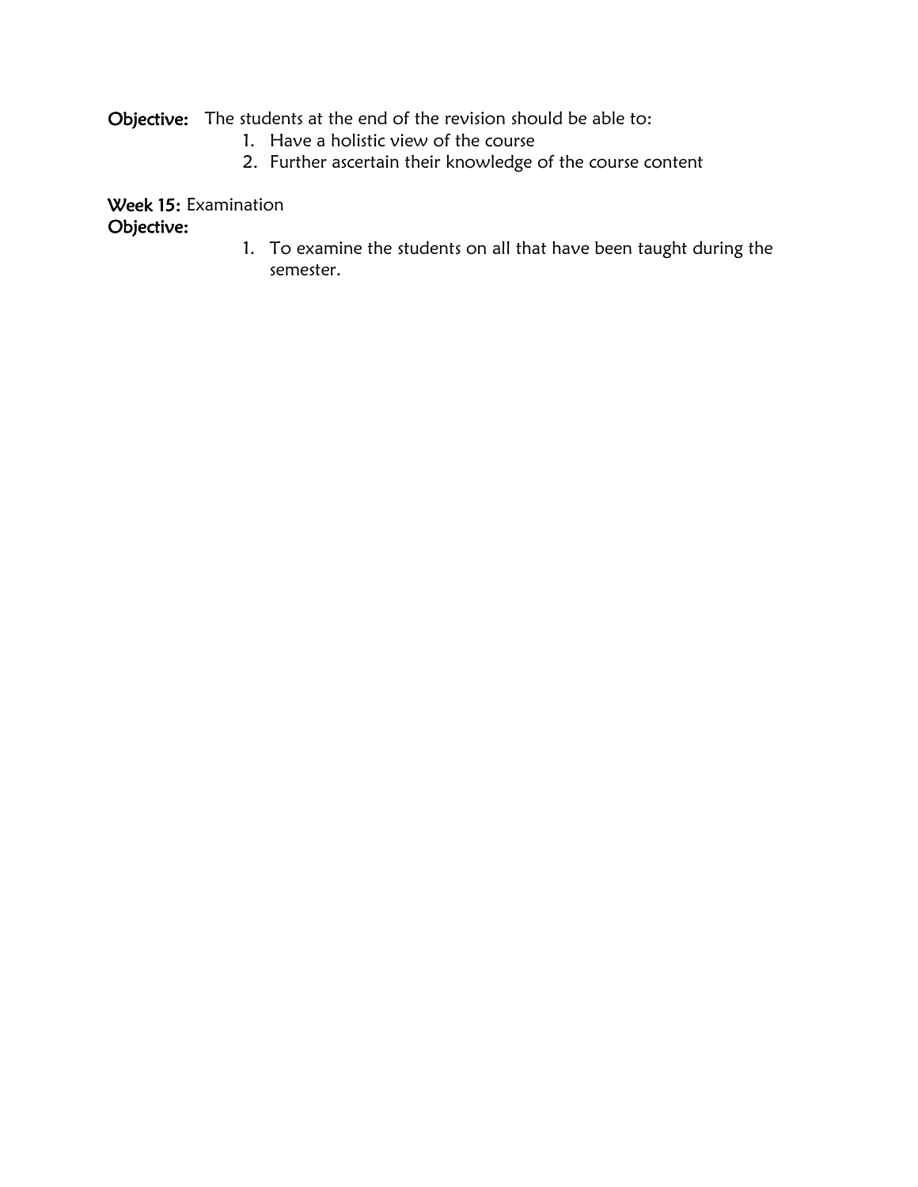**Objective:** The students at the end of the revision should be able to:

1. Have a holistic view of the course
2. Further ascertain their knowledge of the course content

**Week 15:** Examination

**Objective:**

1. To examine the students on all that have been taught during the semester.